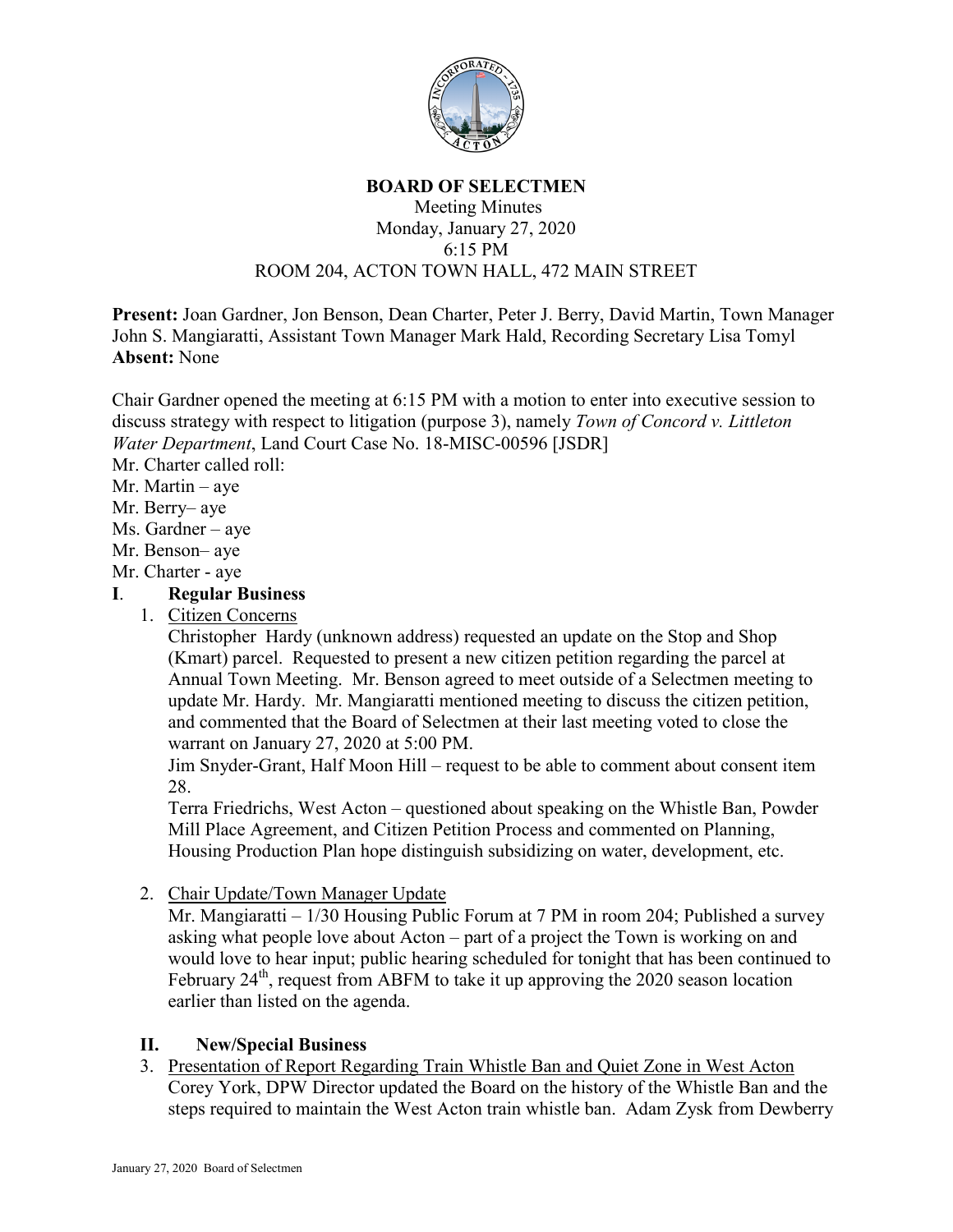# BOARD OF SELECTMEN

Meeting Minutes
Monday, January 27, 2020
6:15 PM
ROOM 204, ACTON TOWN HALL, 472 MAIN STREET

**Present:** Joan Gardner, Jon Benson, Dean Charter, Peter J. Berry, David Martin, Town Manager John S. Mangiaratti, Assistant Town Manager Mark Hald, Recording Secretary Lisa Tomyl
**Absent:** None

Chair Gardner opened the meeting at 6:15 PM with a motion to enter into executive session to discuss strategy with respect to litigation (purpose 3), namely *Town of Concord v. Littleton Water Department*, Land Court Case No. 18-MISC-00596 [JSDR]

Mr. Charter called roll:
Mr. Martin – aye
Mr. Berry– aye
Ms. Gardner – aye
Mr. Benson– aye
Mr. Charter - aye

## I. Regular Business

1. Citizen Concerns

   Christopher Hardy (unknown address) requested an update on the Stop and Shop (Kmart) parcel. Requested to present a new citizen petition regarding the parcel at Annual Town Meeting. Mr. Benson agreed to meet outside of a Selectmen meeting to update Mr. Hardy. Mr. Mangiaratti mentioned meeting to discuss the citizen petition, and commented that the Board of Selectmen at their last meeting voted to close the warrant on January 27, 2020 at 5:00 PM.

   Jim Snyder-Grant, Half Moon Hill – request to be able to comment about consent item 28.

   Terra Friedrichs, West Acton – questioned about speaking on the Whistle Ban, Powder Mill Place Agreement, and Citizen Petition Process and commented on Planning, Housing Production Plan hope distinguish subsidizing on water, development, etc.

2. Chair Update/Town Manager Update

   Mr. Mangiaratti – 1/30 Housing Public Forum at 7 PM in room 204; Published a survey asking what people love about Acton – part of a project the Town is working on and would love to hear input; public hearing scheduled for tonight that has been continued to February 24th, request from ABFM to take it up approving the 2020 season location earlier than listed on the agenda.

## II. New/Special Business

3. Presentation of Report Regarding Train Whistle Ban and Quiet Zone in West Acton

   Corey York, DPW Director updated the Board on the history of the Whistle Ban and the steps required to maintain the West Acton train whistle ban. Adam Zysk from Dewberry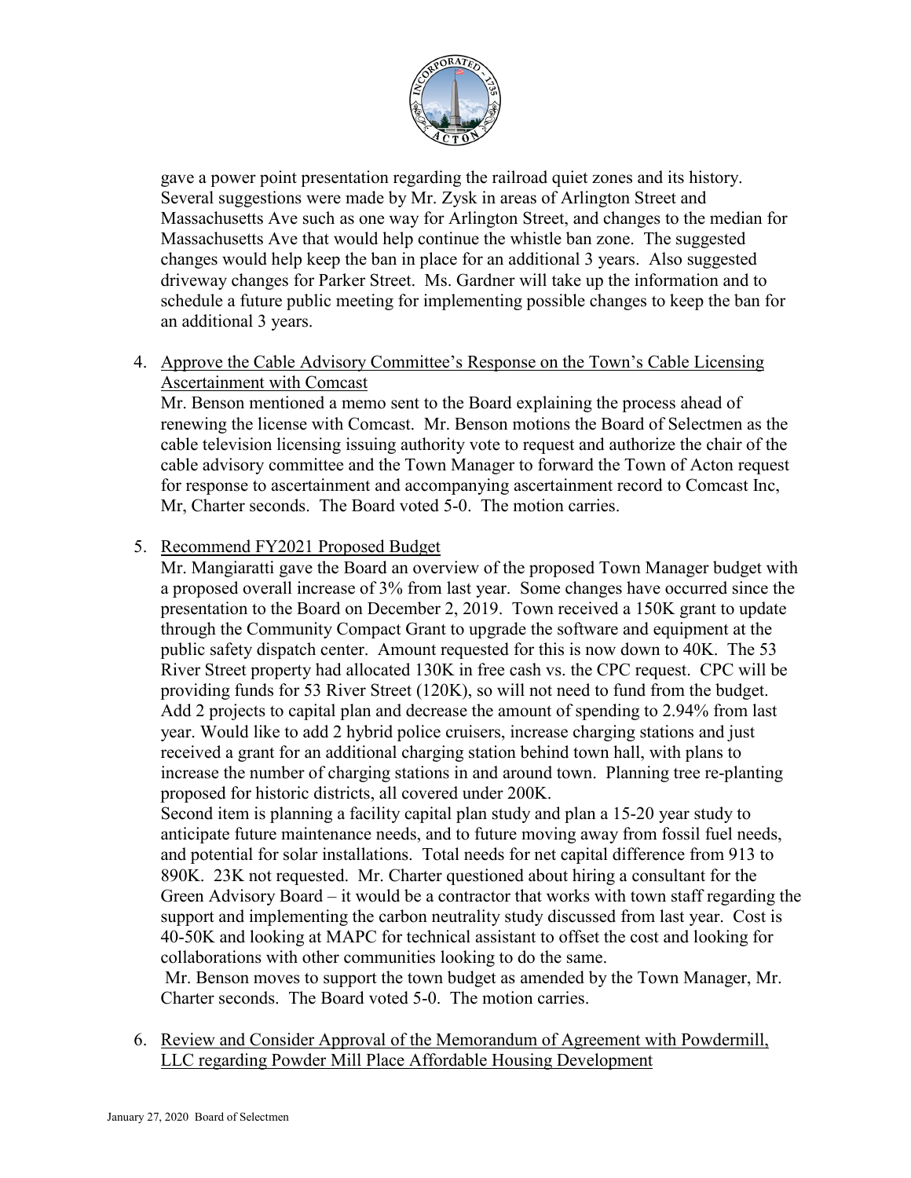gave a power point presentation regarding the railroad quiet zones and its history. Several suggestions were made by Mr. Zysk in areas of Arlington Street and Massachusetts Ave such as one way for Arlington Street, and changes to the median for Massachusetts Ave that would help continue the whistle ban zone. The suggested changes would help keep the ban in place for an additional 3 years. Also suggested driveway changes for Parker Street. Ms. Gardner will take up the information and to schedule a future public meeting for implementing possible changes to keep the ban for an additional 3 years.

4. <u>Approve the Cable Advisory Committee's Response on the Town's Cable Licensing Ascertainment with Comcast</u>

   Mr. Benson mentioned a memo sent to the Board explaining the process ahead of renewing the license with Comcast. Mr. Benson motions the Board of Selectmen as the cable television licensing issuing authority vote to request and authorize the chair of the cable advisory committee and the Town Manager to forward the Town of Acton request for response to ascertainment and accompanying ascertainment record to Comcast Inc, Mr, Charter seconds. The Board voted 5-0. The motion carries.

5. <u>Recommend FY2021 Proposed Budget</u>

   Mr. Mangiaratti gave the Board an overview of the proposed Town Manager budget with a proposed overall increase of 3% from last year. Some changes have occurred since the presentation to the Board on December 2, 2019. Town received a 150K grant to update through the Community Compact Grant to upgrade the software and equipment at the public safety dispatch center. Amount requested for this is now down to 40K. The 53 River Street property had allocated 130K in free cash vs. the CPC request. CPC will be providing funds for 53 River Street (120K), so will not need to fund from the budget. Add 2 projects to capital plan and decrease the amount of spending to 2.94% from last year. Would like to add 2 hybrid police cruisers, increase charging stations and just received a grant for an additional charging station behind town hall, with plans to increase the number of charging stations in and around town. Planning tree re-planting proposed for historic districts, all covered under 200K.

   Second item is planning a facility capital plan study and plan a 15-20 year study to anticipate future maintenance needs, and to future moving away from fossil fuel needs, and potential for solar installations. Total needs for net capital difference from 913 to 890K. 23K not requested. Mr. Charter questioned about hiring a consultant for the Green Advisory Board – it would be a contractor that works with town staff regarding the support and implementing the carbon neutrality study discussed from last year. Cost is 40-50K and looking at MAPC for technical assistant to offset the cost and looking for collaborations with other communities looking to do the same.

   Mr. Benson moves to support the town budget as amended by the Town Manager, Mr. Charter seconds. The Board voted 5-0. The motion carries.

6. <u>Review and Consider Approval of the Memorandum of Agreement with Powdermill, LLC regarding Powder Mill Place Affordable Housing Development</u>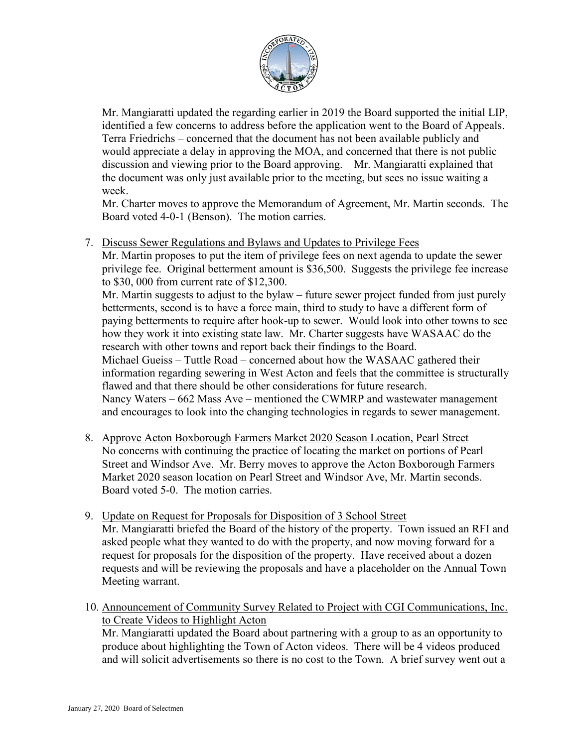Mr. Mangiaratti updated the regarding earlier in 2019 the Board supported the initial LIP, identified a few concerns to address before the application went to the Board of Appeals. Terra Friedrichs – concerned that the document has not been available publicly and would appreciate a delay in approving the MOA, and concerned that there is not public discussion and viewing prior to the Board approving. Mr. Mangiaratti explained that the document was only just available prior to the meeting, but sees no issue waiting a week.

Mr. Charter moves to approve the Memorandum of Agreement, Mr. Martin seconds. The Board voted 4-0-1 (Benson). The motion carries.

7. Discuss Sewer Regulations and Bylaws and Updates to Privilege Fees

   Mr. Martin proposes to put the item of privilege fees on next agenda to update the sewer privilege fee. Original betterment amount is $36,500. Suggests the privilege fee increase to $30, 000 from current rate of $12,300.

   Mr. Martin suggests to adjust to the bylaw – future sewer project funded from just purely betterments, second is to have a force main, third to study to have a different form of paying betterments to require after hook-up to sewer. Would look into other towns to see how they work it into existing state law. Mr. Charter suggests have WASAAC do the research with other towns and report back their findings to the Board.

   Michael Gueiss – Tuttle Road – concerned about how the WASAAC gathered their information regarding sewering in West Acton and feels that the committee is structurally flawed and that there should be other considerations for future research.

   Nancy Waters – 662 Mass Ave – mentioned the CWMRP and wastewater management and encourages to look into the changing technologies in regards to sewer management.

8. Approve Acton Boxborough Farmers Market 2020 Season Location, Pearl Street

   No concerns with continuing the practice of locating the market on portions of Pearl Street and Windsor Ave. Mr. Berry moves to approve the Acton Boxborough Farmers Market 2020 season location on Pearl Street and Windsor Ave, Mr. Martin seconds. Board voted 5-0. The motion carries.

9. Update on Request for Proposals for Disposition of 3 School Street

   Mr. Mangiaratti briefed the Board of the history of the property. Town issued an RFI and asked people what they wanted to do with the property, and now moving forward for a request for proposals for the disposition of the property. Have received about a dozen requests and will be reviewing the proposals and have a placeholder on the Annual Town Meeting warrant.

10. Announcement of Community Survey Related to Project with CGI Communications, Inc. to Create Videos to Highlight Acton

    Mr. Mangiaratti updated the Board about partnering with a group to as an opportunity to produce about highlighting the Town of Acton videos. There will be 4 videos produced and will solicit advertisements so there is no cost to the Town. A brief survey went out a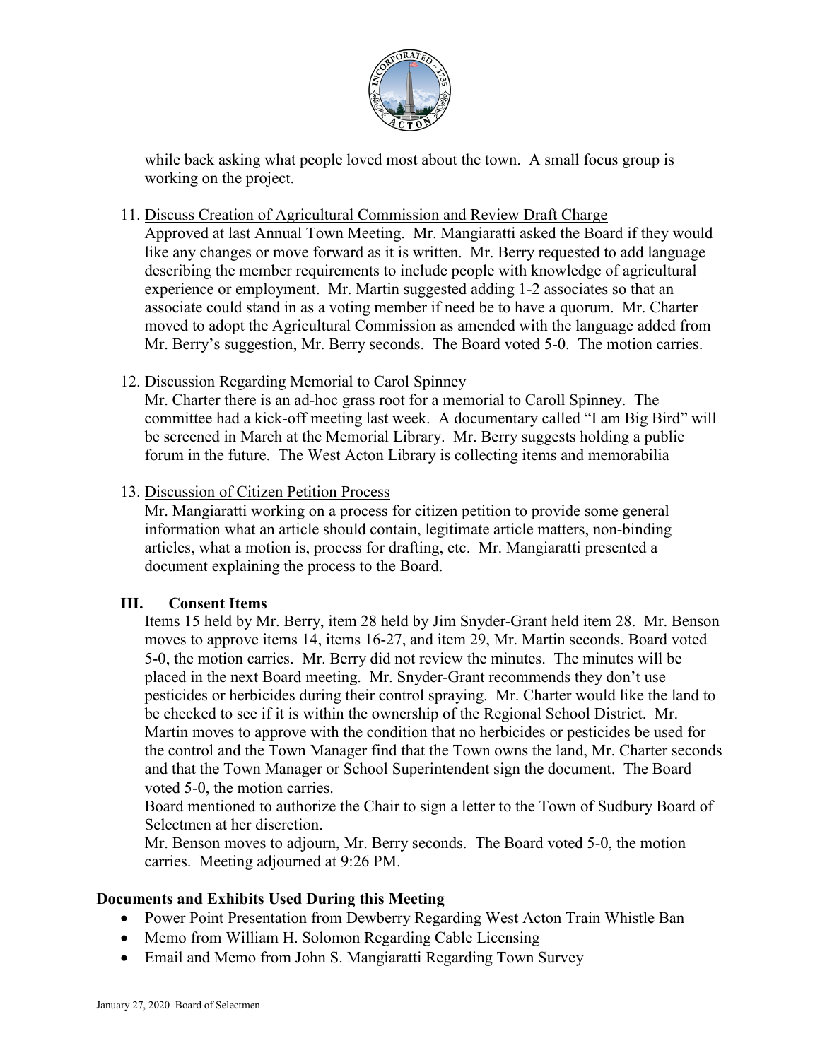while back asking what people loved most about the town. A small focus group is working on the project.

11. Discuss Creation of Agricultural Commission and Review Draft Charge
Approved at last Annual Town Meeting. Mr. Mangiaratti asked the Board if they would like any changes or move forward as it is written. Mr. Berry requested to add language describing the member requirements to include people with knowledge of agricultural experience or employment. Mr. Martin suggested adding 1-2 associates so that an associate could stand in as a voting member if need be to have a quorum. Mr. Charter moved to adopt the Agricultural Commission as amended with the language added from Mr. Berry's suggestion, Mr. Berry seconds. The Board voted 5-0. The motion carries.

12. Discussion Regarding Memorial to Carol Spinney
Mr. Charter there is an ad-hoc grass root for a memorial to Caroll Spinney. The committee had a kick-off meeting last week. A documentary called "I am Big Bird" will be screened in March at the Memorial Library. Mr. Berry suggests holding a public forum in the future. The West Acton Library is collecting items and memorabilia

13. Discussion of Citizen Petition Process
Mr. Mangiaratti working on a process for citizen petition to provide some general information what an article should contain, legitimate article matters, non-binding articles, what a motion is, process for drafting, etc. Mr. Mangiaratti presented a document explaining the process to the Board.

## III. Consent Items

Items 15 held by Mr. Berry, item 28 held by Jim Snyder-Grant held item 28. Mr. Benson moves to approve items 14, items 16-27, and item 29, Mr. Martin seconds. Board voted 5-0, the motion carries. Mr. Berry did not review the minutes. The minutes will be placed in the next Board meeting. Mr. Snyder-Grant recommends they don't use pesticides or herbicides during their control spraying. Mr. Charter would like the land to be checked to see if it is within the ownership of the Regional School District. Mr. Martin moves to approve with the condition that no herbicides or pesticides be used for the control and the Town Manager find that the Town owns the land, Mr. Charter seconds and that the Town Manager or School Superintendent sign the document. The Board voted 5-0, the motion carries.

Board mentioned to authorize the Chair to sign a letter to the Town of Sudbury Board of Selectmen at her discretion.

Mr. Benson moves to adjourn, Mr. Berry seconds. The Board voted 5-0, the motion carries. Meeting adjourned at 9:26 PM.

## Documents and Exhibits Used During this Meeting

- Power Point Presentation from Dewberry Regarding West Acton Train Whistle Ban
- Memo from William H. Solomon Regarding Cable Licensing
- Email and Memo from John S. Mangiaratti Regarding Town Survey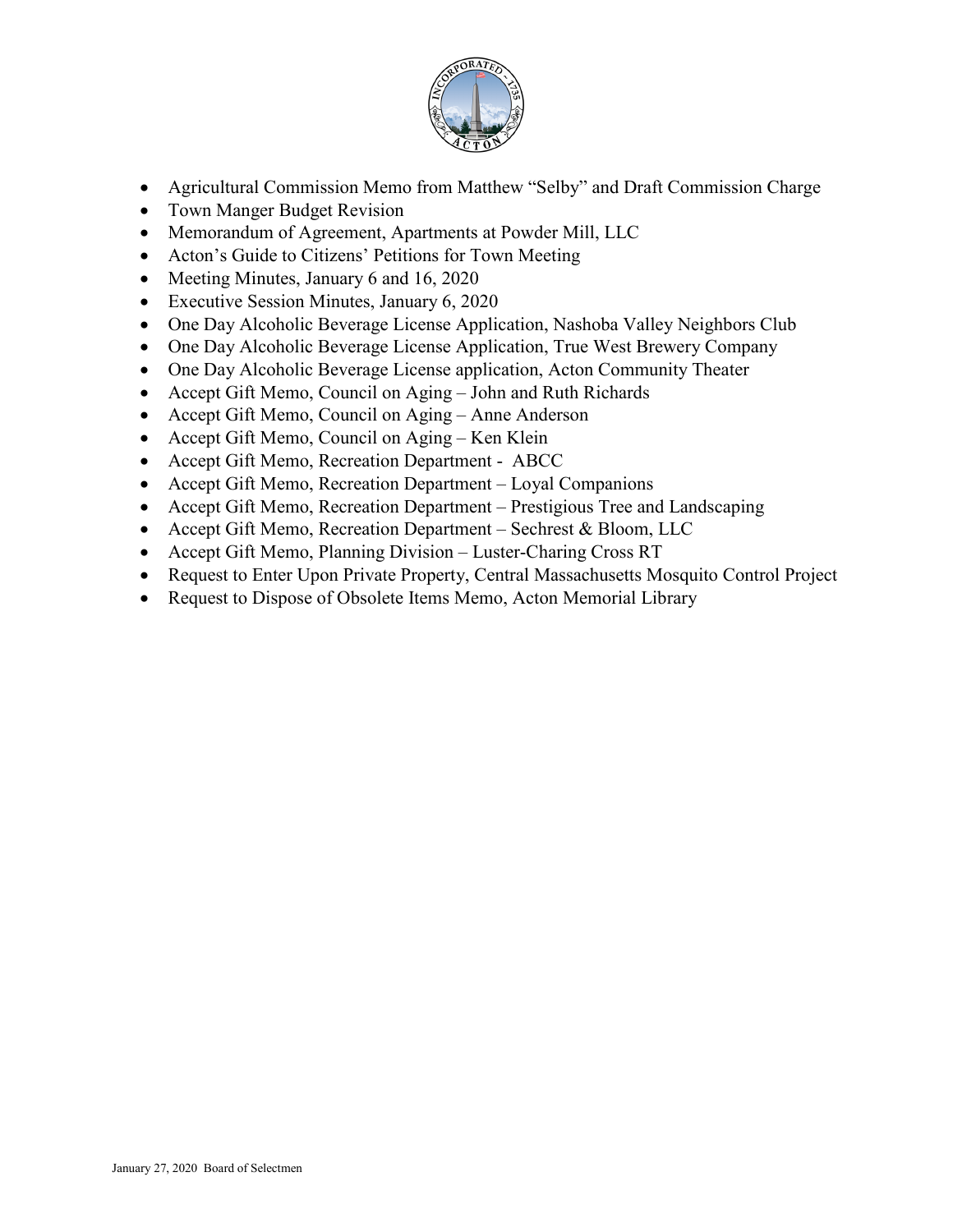- Agricultural Commission Memo from Matthew "Selby" and Draft Commission Charge
- Town Manger Budget Revision
- Memorandum of Agreement, Apartments at Powder Mill, LLC
- Acton's Guide to Citizens' Petitions for Town Meeting
- Meeting Minutes, January 6 and 16, 2020
- Executive Session Minutes, January 6, 2020
- One Day Alcoholic Beverage License Application, Nashoba Valley Neighbors Club
- One Day Alcoholic Beverage License Application, True West Brewery Company
- One Day Alcoholic Beverage License application, Acton Community Theater
- Accept Gift Memo, Council on Aging – John and Ruth Richards
- Accept Gift Memo, Council on Aging – Anne Anderson
- Accept Gift Memo, Council on Aging – Ken Klein
- Accept Gift Memo, Recreation Department - ABCC
- Accept Gift Memo, Recreation Department – Loyal Companions
- Accept Gift Memo, Recreation Department – Prestigious Tree and Landscaping
- Accept Gift Memo, Recreation Department – Sechrest & Bloom, LLC
- Accept Gift Memo, Planning Division – Luster-Charing Cross RT
- Request to Enter Upon Private Property, Central Massachusetts Mosquito Control Project
- Request to Dispose of Obsolete Items Memo, Acton Memorial Library